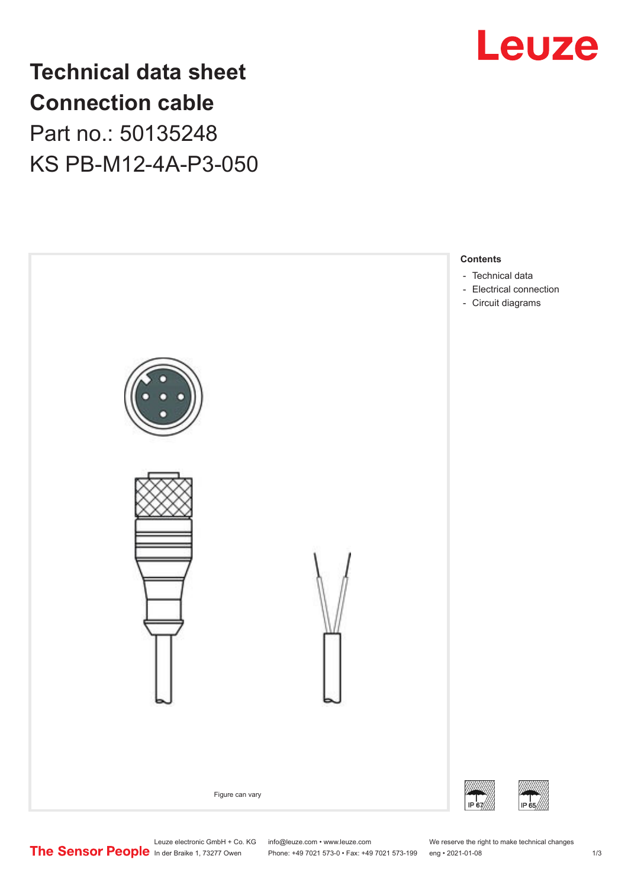# Technical data sheet
# Connection cable
## Part no.: 50135248
## KS PB-M12-4A-P3-050

Figure can vary

**Contents**

- Technical data
- Electrical connection
- Circuit diagrams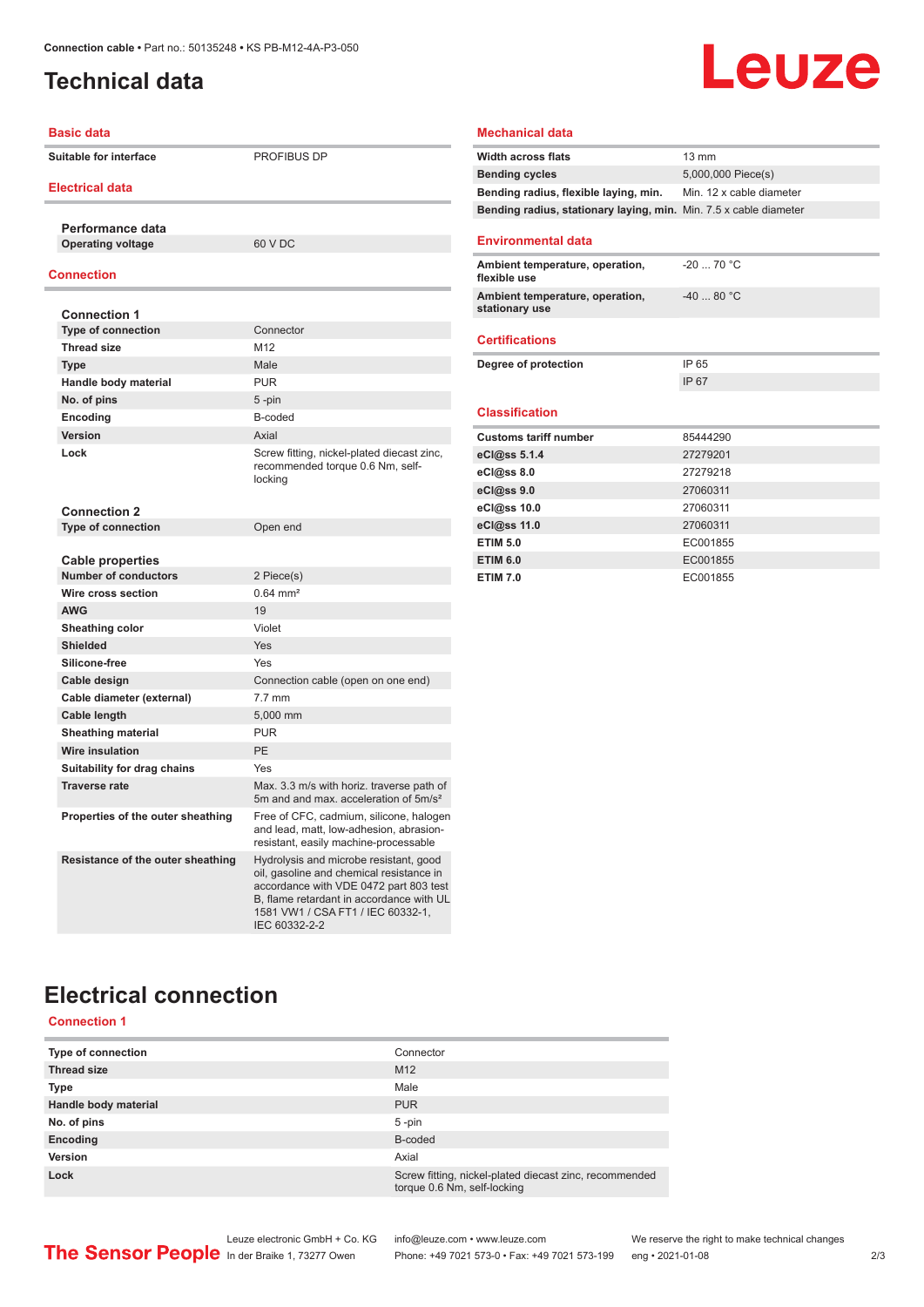# Technical data

## Basic data

| | |
|---|---|
| Suitable for interface | PROFIBUS DP |

## Electrical data

### Performance data

| | |
|---|---|
| Operating voltage | 60 V DC |

## Connection

### Connection 1

| | |
|---|---|
| Type of connection | Connector |
| Thread size | M12 |
| Type | Male |
| Handle body material | PUR |
| No. of pins | 5 -pin |
| Encoding | B-coded |
| Version | Axial |
| Lock | Screw fitting, nickel-plated diecast zinc, recommended torque 0.6 Nm, self-locking |

### Connection 2

| | |
|---|---|
| Type of connection | Open end |

### Cable properties

| | |
|---|---|
| Number of conductors | 2 Piece(s) |
| Wire cross section | 0.64 mm² |
| AWG | 19 |
| Sheathing color | Violet |
| Shielded | Yes |
| Silicone-free | Yes |
| Cable design | Connection cable (open on one end) |
| Cable diameter (external) | 7.7 mm |
| Cable length | 5,000 mm |
| Sheathing material | PUR |
| Wire insulation | PE |
| Suitability for drag chains | Yes |
| Traverse rate | Max. 3.3 m/s with horiz. traverse path of 5m and and max. acceleration of 5m/s² |
| Properties of the outer sheathing | Free of CFC, cadmium, silicone, halogen and lead, matt, low-adhesion, abrasion-resistant, easily machine-processable |
| Resistance of the outer sheathing | Hydrolysis and microbe resistant, good oil, gasoline and chemical resistance in accordance with VDE 0472 part 803 test B, flame retardant in accordance with UL 1581 VW1 / CSA FT1 / IEC 60332-1, IEC 60332-2-2 |

## Mechanical data

| | |
|---|---|
| Width across flats | 13 mm |
| Bending cycles | 5,000,000 Piece(s) |
| Bending radius, flexible laying, min. | Min. 12 x cable diameter |
| Bending radius, stationary laying, min. | Min. 7.5 x cable diameter |

## Environmental data

| | |
|---|---|
| Ambient temperature, operation, flexible use | -20 ... 70 °C |
| Ambient temperature, operation, stationary use | -40 ... 80 °C |

## Certifications

| | |
|---|---|
| Degree of protection | IP 65 |
| | IP 67 |

## Classification

| | |
|---|---|
| Customs tariff number | 85444290 |
| eCl@ss 5.1.4 | 27279201 |
| eCl@ss 8.0 | 27279218 |
| eCl@ss 9.0 | 27060311 |
| eCl@ss 10.0 | 27060311 |
| eCl@ss 11.0 | 27060311 |
| ETIM 5.0 | EC001855 |
| ETIM 6.0 | EC001855 |
| ETIM 7.0 | EC001855 |

# Electrical connection

## Connection 1

| | |
|---|---|
| Type of connection | Connector |
| Thread size | M12 |
| Type | Male |
| Handle body material | PUR |
| No. of pins | 5 -pin |
| Encoding | B-coded |
| Version | Axial |
| Lock | Screw fitting, nickel-plated diecast zinc, recommended torque 0.6 Nm, self-locking |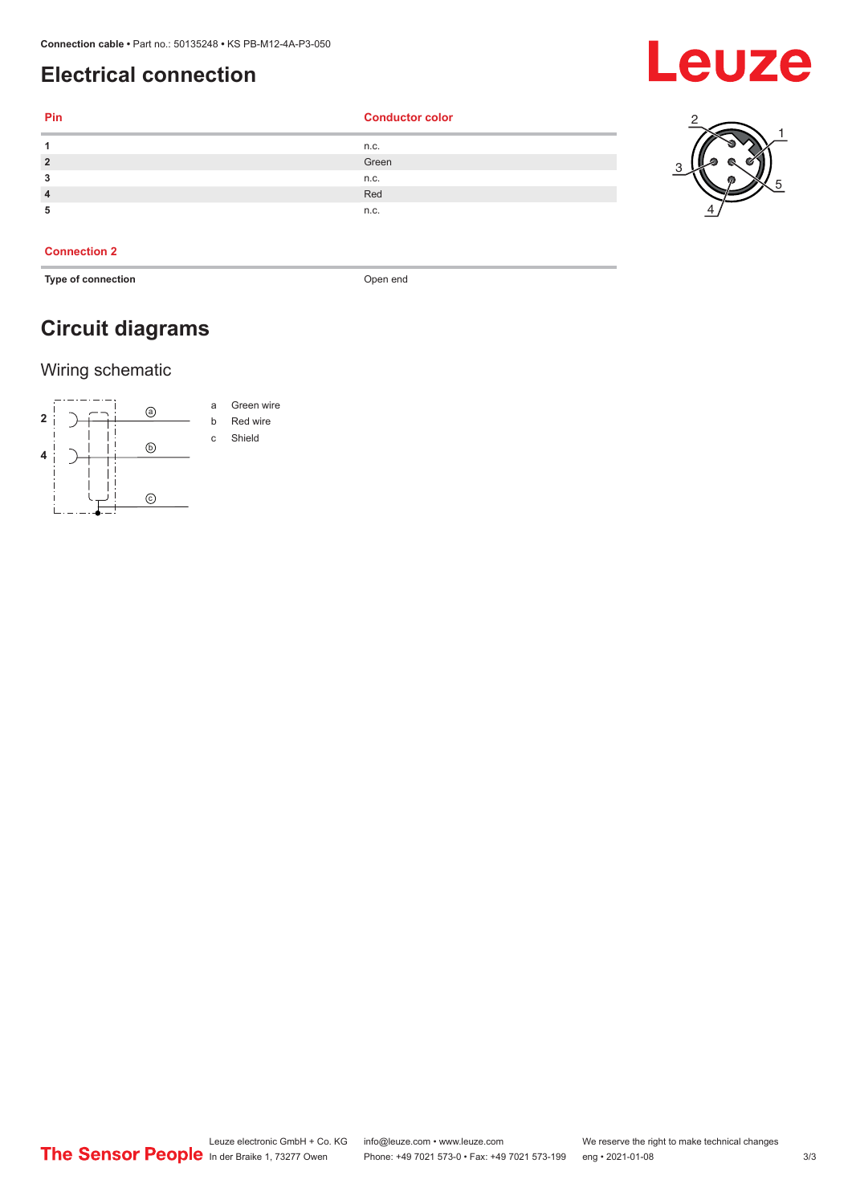# Electrical connection

| Pin | Conductor color |
|---|---|
| 1 | n.c. |
| 2 | Green |
| 3 | n.c. |
| 4 | Red |
| 5 | n.c. |

2
1
3
5
4

### Connection 2

| | |
|---|---|
| Type of connection | Open end |

# Circuit diagrams

## Wiring schematic

2
4
a
b
c

a Green wire
b Red wire
c Shield